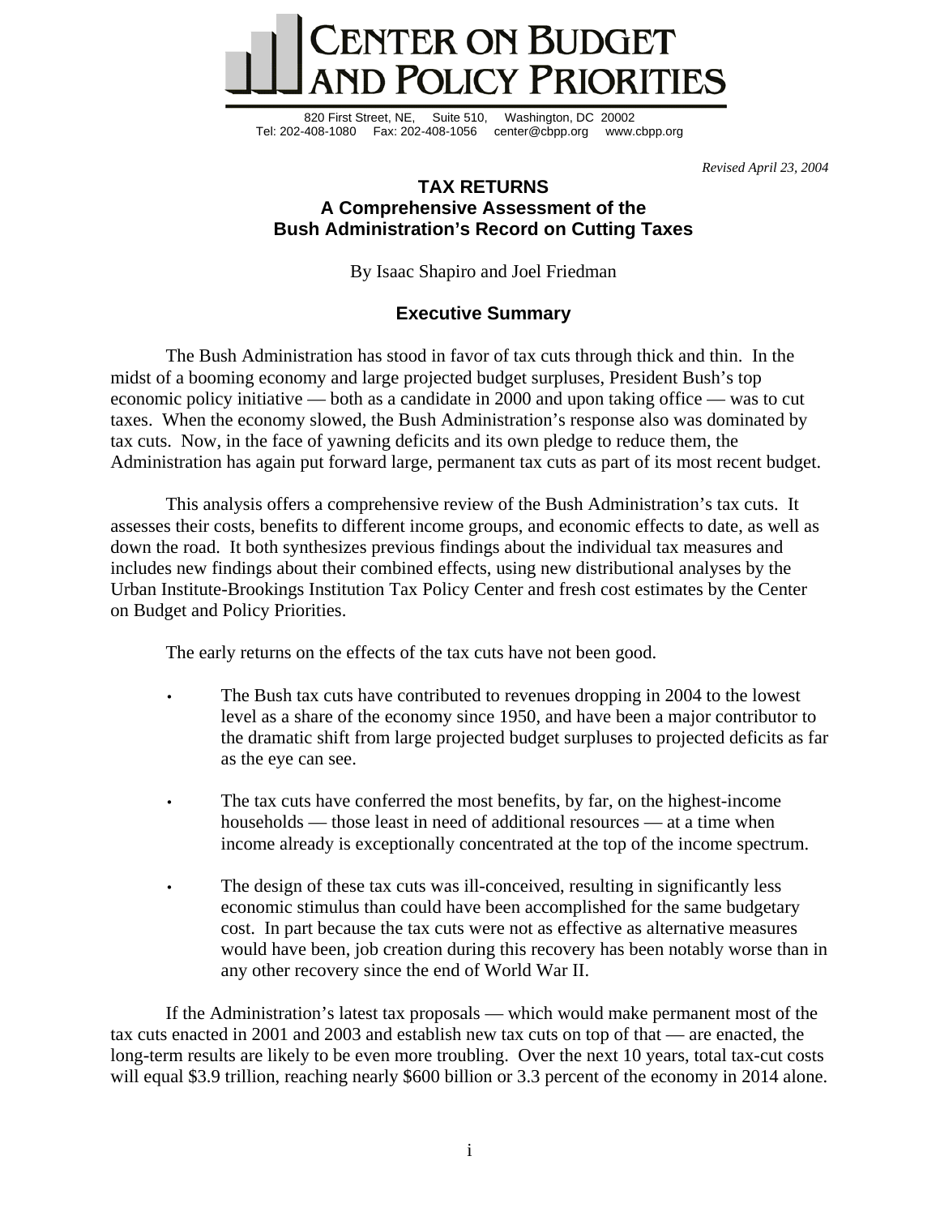# CENTER ON BUDGET AND POLICY PRIORITIES

820 First Street, NE, Suite 510, Washington, DC 20002
Tel: 202-408-1080 Fax: 202-408-1056 center@cbpp.org www.cbpp.org

*Revised April 23, 2004*

## TAX RETURNS
## A Comprehensive Assessment of the Bush Administration's Record on Cutting Taxes

By Isaac Shapiro and Joel Friedman

### Executive Summary

The Bush Administration has stood in favor of tax cuts through thick and thin. In the midst of a booming economy and large projected budget surpluses, President Bush's top economic policy initiative — both as a candidate in 2000 and upon taking office — was to cut taxes. When the economy slowed, the Bush Administration's response also was dominated by tax cuts. Now, in the face of yawning deficits and its own pledge to reduce them, the Administration has again put forward large, permanent tax cuts as part of its most recent budget.

This analysis offers a comprehensive review of the Bush Administration's tax cuts. It assesses their costs, benefits to different income groups, and economic effects to date, as well as down the road. It both synthesizes previous findings about the individual tax measures and includes new findings about their combined effects, using new distributional analyses by the Urban Institute-Brookings Institution Tax Policy Center and fresh cost estimates by the Center on Budget and Policy Priorities.

The early returns on the effects of the tax cuts have not been good.

- The Bush tax cuts have contributed to revenues dropping in 2004 to the lowest level as a share of the economy since 1950, and have been a major contributor to the dramatic shift from large projected budget surpluses to projected deficits as far as the eye can see.
- The tax cuts have conferred the most benefits, by far, on the highest-income households — those least in need of additional resources — at a time when income already is exceptionally concentrated at the top of the income spectrum.
- The design of these tax cuts was ill-conceived, resulting in significantly less economic stimulus than could have been accomplished for the same budgetary cost. In part because the tax cuts were not as effective as alternative measures would have been, job creation during this recovery has been notably worse than in any other recovery since the end of World War II.

If the Administration's latest tax proposals — which would make permanent most of the tax cuts enacted in 2001 and 2003 and establish new tax cuts on top of that — are enacted, the long-term results are likely to be even more troubling. Over the next 10 years, total tax-cut costs will equal $3.9 trillion, reaching nearly $600 billion or 3.3 percent of the economy in 2014 alone.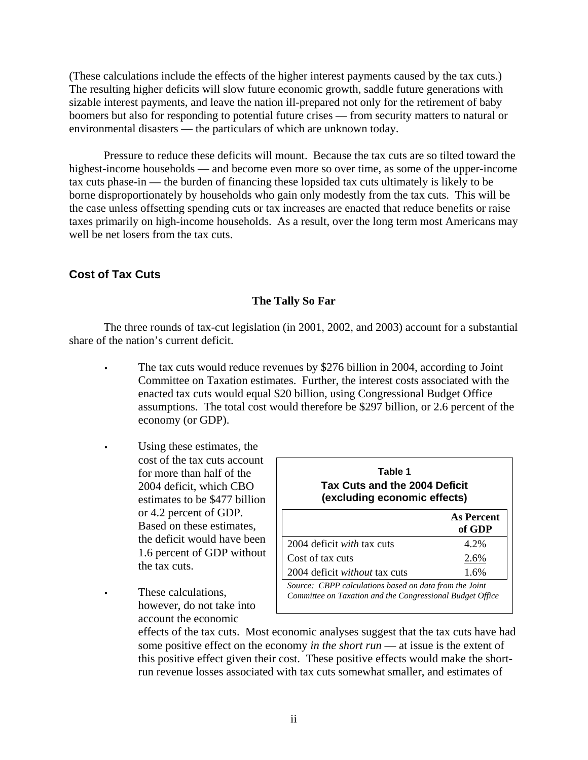(These calculations include the effects of the higher interest payments caused by the tax cuts.) The resulting higher deficits will slow future economic growth, saddle future generations with sizable interest payments, and leave the nation ill-prepared not only for the retirement of baby boomers but also for responding to potential future crises — from security matters to natural or environmental disasters — the particulars of which are unknown today.

Pressure to reduce these deficits will mount. Because the tax cuts are so tilted toward the highest-income households — and become even more so over time, as some of the upper-income tax cuts phase-in — the burden of financing these lopsided tax cuts ultimately is likely to be borne disproportionately by households who gain only modestly from the tax cuts. This will be the case unless offsetting spending cuts or tax increases are enacted that reduce benefits or raise taxes primarily on high-income households. As a result, over the long term most Americans may well be net losers from the tax cuts.

## Cost of Tax Cuts

### The Tally So Far

The three rounds of tax-cut legislation (in 2001, 2002, and 2003) account for a substantial share of the nation's current deficit.

- The tax cuts would reduce revenues by $276 billion in 2004, according to Joint Committee on Taxation estimates. Further, the interest costs associated with the enacted tax cuts would equal $20 billion, using Congressional Budget Office assumptions. The total cost would therefore be $297 billion, or 2.6 percent of the economy (or GDP).
- Using these estimates, the cost of the tax cuts account for more than half of the 2004 deficit, which CBO estimates to be $477 billion or 4.2 percent of GDP. Based on these estimates, the deficit would have been 1.6 percent of GDP without the tax cuts.
- These calculations, however, do not take into account the economic effects of the tax cuts. Most economic analyses suggest that the tax cuts have had some positive effect on the economy *in the short run* — at issue is the extent of this positive effect given their cost. These positive effects would make the short-run revenue losses associated with tax cuts somewhat smaller, and estimates of

**Table 1**
**Tax Cuts and the 2004 Deficit (excluding economic effects)**

| | As Percent of GDP |
|---|---|
| 2004 deficit *with* tax cuts | 4.2% |
| Cost of tax cuts | 2.6% |
| 2004 deficit *without* tax cuts | 1.6% |

*Source: CBPP calculations based on data from the Joint Committee on Taxation and the Congressional Budget Office*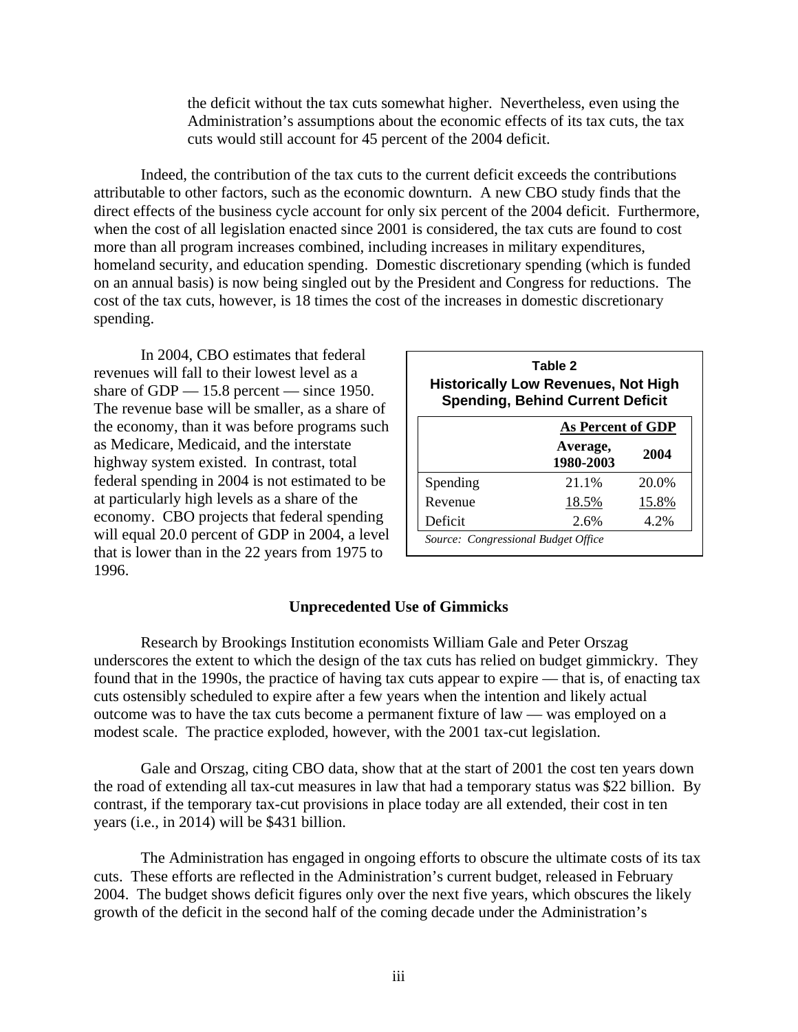the deficit without the tax cuts somewhat higher. Nevertheless, even using the Administration's assumptions about the economic effects of its tax cuts, the tax cuts would still account for 45 percent of the 2004 deficit.

Indeed, the contribution of the tax cuts to the current deficit exceeds the contributions attributable to other factors, such as the economic downturn. A new CBO study finds that the direct effects of the business cycle account for only six percent of the 2004 deficit. Furthermore, when the cost of all legislation enacted since 2001 is considered, the tax cuts are found to cost more than all program increases combined, including increases in military expenditures, homeland security, and education spending. Domestic discretionary spending (which is funded on an annual basis) is now being singled out by the President and Congress for reductions. The cost of the tax cuts, however, is 18 times the cost of the increases in domestic discretionary spending.

In 2004, CBO estimates that federal revenues will fall to their lowest level as a share of GDP — 15.8 percent — since 1950. The revenue base will be smaller, as a share of the economy, than it was before programs such as Medicare, Medicaid, and the interstate highway system existed. In contrast, total federal spending in 2004 is not estimated to be at particularly high levels as a share of the economy. CBO projects that federal spending will equal 20.0 percent of GDP in 2004, a level that is lower than in the 22 years from 1975 to 1996.

**Table 2**
**Historically Low Revenues, Not High Spending, Behind Current Deficit**

| | As Percent of GDP | |
|---|---|---|
| | Average, 1980-2003 | 2004 |
| Spending | 21.1% | 20.0% |
| Revenue | 18.5% | 15.8% |
| Deficit | 2.6% | 4.2% |

*Source: Congressional Budget Office*

## Unprecedented Use of Gimmicks

Research by Brookings Institution economists William Gale and Peter Orszag underscores the extent to which the design of the tax cuts has relied on budget gimmickry. They found that in the 1990s, the practice of having tax cuts appear to expire — that is, of enacting tax cuts ostensibly scheduled to expire after a few years when the intention and likely actual outcome was to have the tax cuts become a permanent fixture of law — was employed on a modest scale. The practice exploded, however, with the 2001 tax-cut legislation.

Gale and Orszag, citing CBO data, show that at the start of 2001 the cost ten years down the road of extending all tax-cut measures in law that had a temporary status was $22 billion. By contrast, if the temporary tax-cut provisions in place today are all extended, their cost in ten years (i.e., in 2014) will be $431 billion.

The Administration has engaged in ongoing efforts to obscure the ultimate costs of its tax cuts. These efforts are reflected in the Administration's current budget, released in February 2004. The budget shows deficit figures only over the next five years, which obscures the likely growth of the deficit in the second half of the coming decade under the Administration's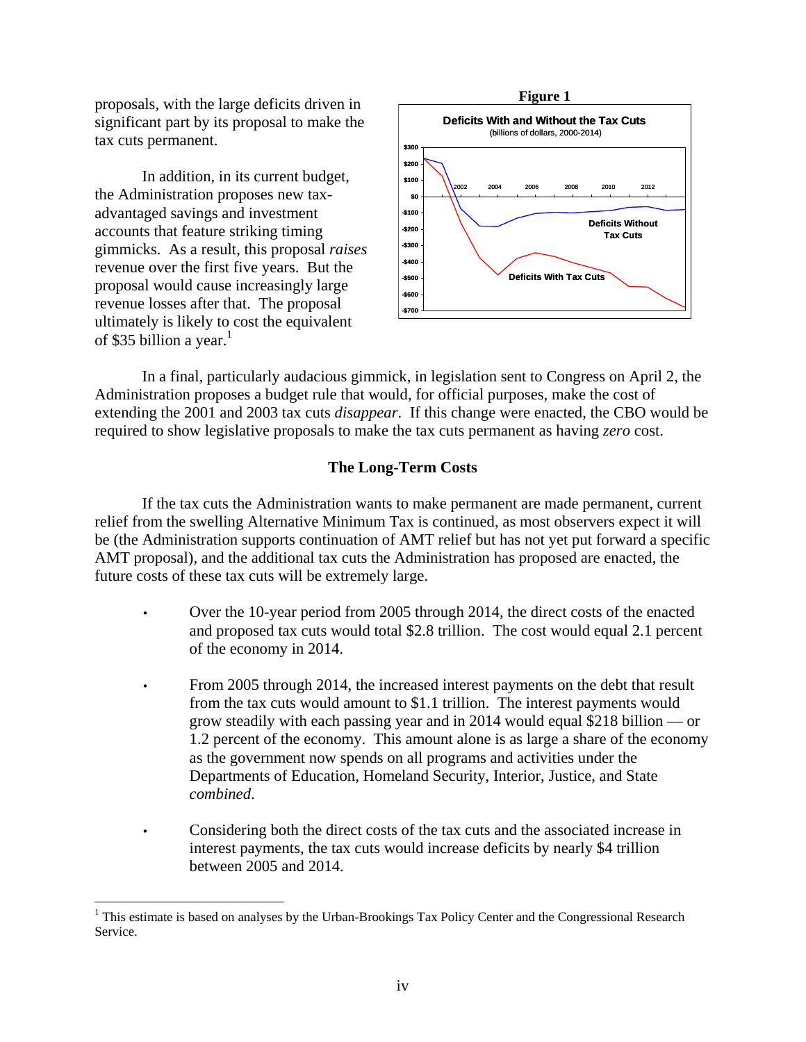proposals, with the large deficits driven in significant part by its proposal to make the tax cuts permanent.

In addition, in its current budget, the Administration proposes new tax-advantaged savings and investment accounts that feature striking timing gimmicks. As a result, this proposal *raises* revenue over the first five years. But the proposal would cause increasingly large revenue losses after that. The proposal ultimately is likely to cost the equivalent of $35 billion a year.[1]

**Figure 1**

**Deficits With and Without the Tax Cuts**
(billions of dollars, 2000-2014)

In a final, particularly audacious gimmick, in legislation sent to Congress on April 2, the Administration proposes a budget rule that would, for official purposes, make the cost of extending the 2001 and 2003 tax cuts *disappear*. If this change were enacted, the CBO would be required to show legislative proposals to make the tax cuts permanent as having *zero* cost.

## The Long-Term Costs

If the tax cuts the Administration wants to make permanent are made permanent, current relief from the swelling Alternative Minimum Tax is continued, as most observers expect it will be (the Administration supports continuation of AMT relief but has not yet put forward a specific AMT proposal), and the additional tax cuts the Administration has proposed are enacted, the future costs of these tax cuts will be extremely large.

- Over the 10-year period from 2005 through 2014, the direct costs of the enacted and proposed tax cuts would total $2.8 trillion. The cost would equal 2.1 percent of the economy in 2014.

- From 2005 through 2014, the increased interest payments on the debt that result from the tax cuts would amount to $1.1 trillion. The interest payments would grow steadily with each passing year and in 2014 would equal $218 billion — or 1.2 percent of the economy. This amount alone is as large a share of the economy as the government now spends on all programs and activities under the Departments of Education, Homeland Security, Interior, Justice, and State *combined*.

- Considering both the direct costs of the tax cuts and the associated increase in interest payments, the tax cuts would increase deficits by nearly $4 trillion between 2005 and 2014.

---

[1] This estimate is based on analyses by the Urban-Brookings Tax Policy Center and the Congressional Research Service.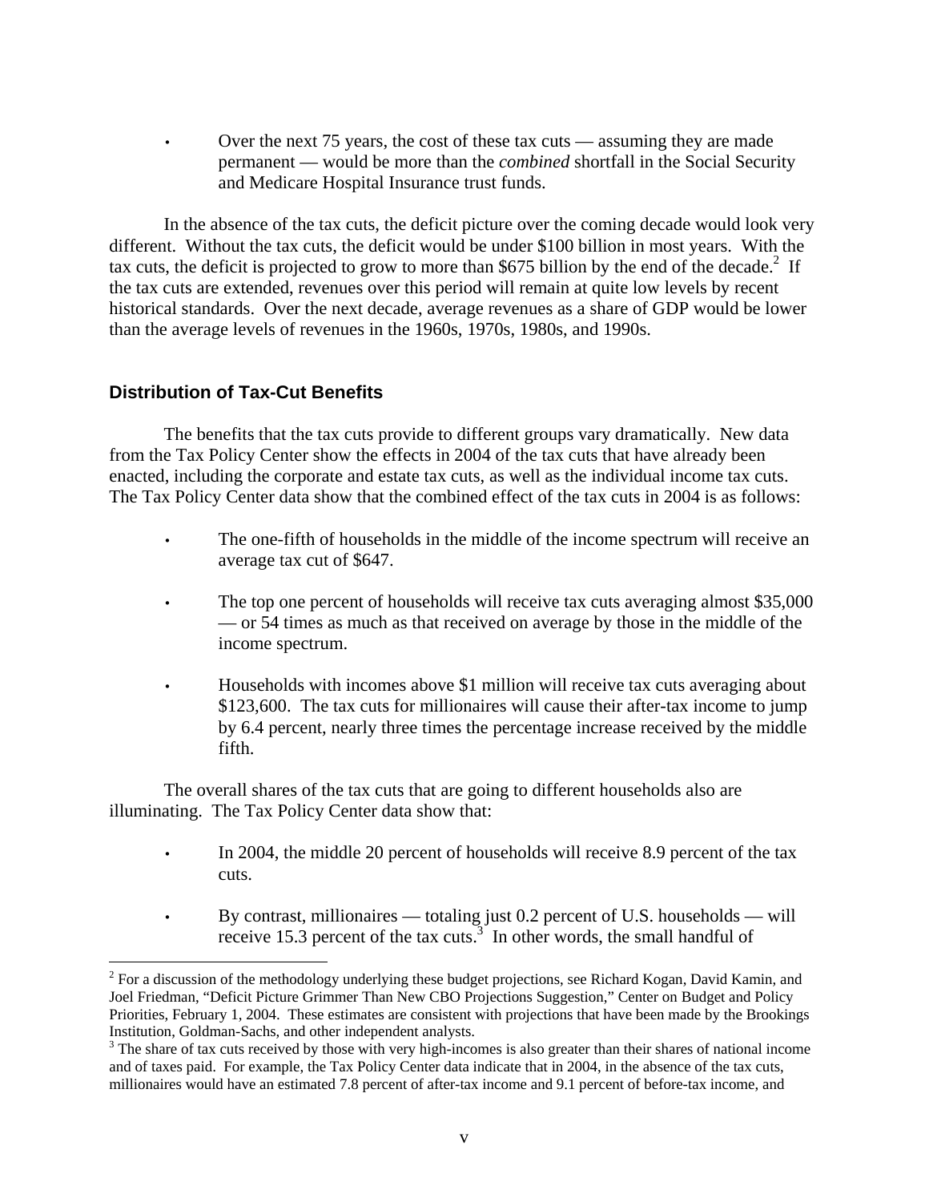- Over the next 75 years, the cost of these tax cuts — assuming they are made permanent — would be more than the *combined* shortfall in the Social Security and Medicare Hospital Insurance trust funds.

In the absence of the tax cuts, the deficit picture over the coming decade would look very different. Without the tax cuts, the deficit would be under $100 billion in most years. With the tax cuts, the deficit is projected to grow to more than $675 billion by the end of the decade.[2] If the tax cuts are extended, revenues over this period will remain at quite low levels by recent historical standards. Over the next decade, average revenues as a share of GDP would be lower than the average levels of revenues in the 1960s, 1970s, 1980s, and 1990s.

### Distribution of Tax-Cut Benefits

The benefits that the tax cuts provide to different groups vary dramatically. New data from the Tax Policy Center show the effects in 2004 of the tax cuts that have already been enacted, including the corporate and estate tax cuts, as well as the individual income tax cuts. The Tax Policy Center data show that the combined effect of the tax cuts in 2004 is as follows:

- The one-fifth of households in the middle of the income spectrum will receive an average tax cut of $647.
- The top one percent of households will receive tax cuts averaging almost $35,000 — or 54 times as much as that received on average by those in the middle of the income spectrum.
- Households with incomes above $1 million will receive tax cuts averaging about $123,600. The tax cuts for millionaires will cause their after-tax income to jump by 6.4 percent, nearly three times the percentage increase received by the middle fifth.

The overall shares of the tax cuts that are going to different households also are illuminating. The Tax Policy Center data show that:

- In 2004, the middle 20 percent of households will receive 8.9 percent of the tax cuts.
- By contrast, millionaires — totaling just 0.2 percent of U.S. households — will receive 15.3 percent of the tax cuts.[3] In other words, the small handful of

---

[2] For a discussion of the methodology underlying these budget projections, see Richard Kogan, David Kamin, and Joel Friedman, "Deficit Picture Grimmer Than New CBO Projections Suggestion," Center on Budget and Policy Priorities, February 1, 2004. These estimates are consistent with projections that have been made by the Brookings Institution, Goldman-Sachs, and other independent analysts.

[3] The share of tax cuts received by those with very high-incomes is also greater than their shares of national income and of taxes paid. For example, the Tax Policy Center data indicate that in 2004, in the absence of the tax cuts, millionaires would have an estimated 7.8 percent of after-tax income and 9.1 percent of before-tax income, and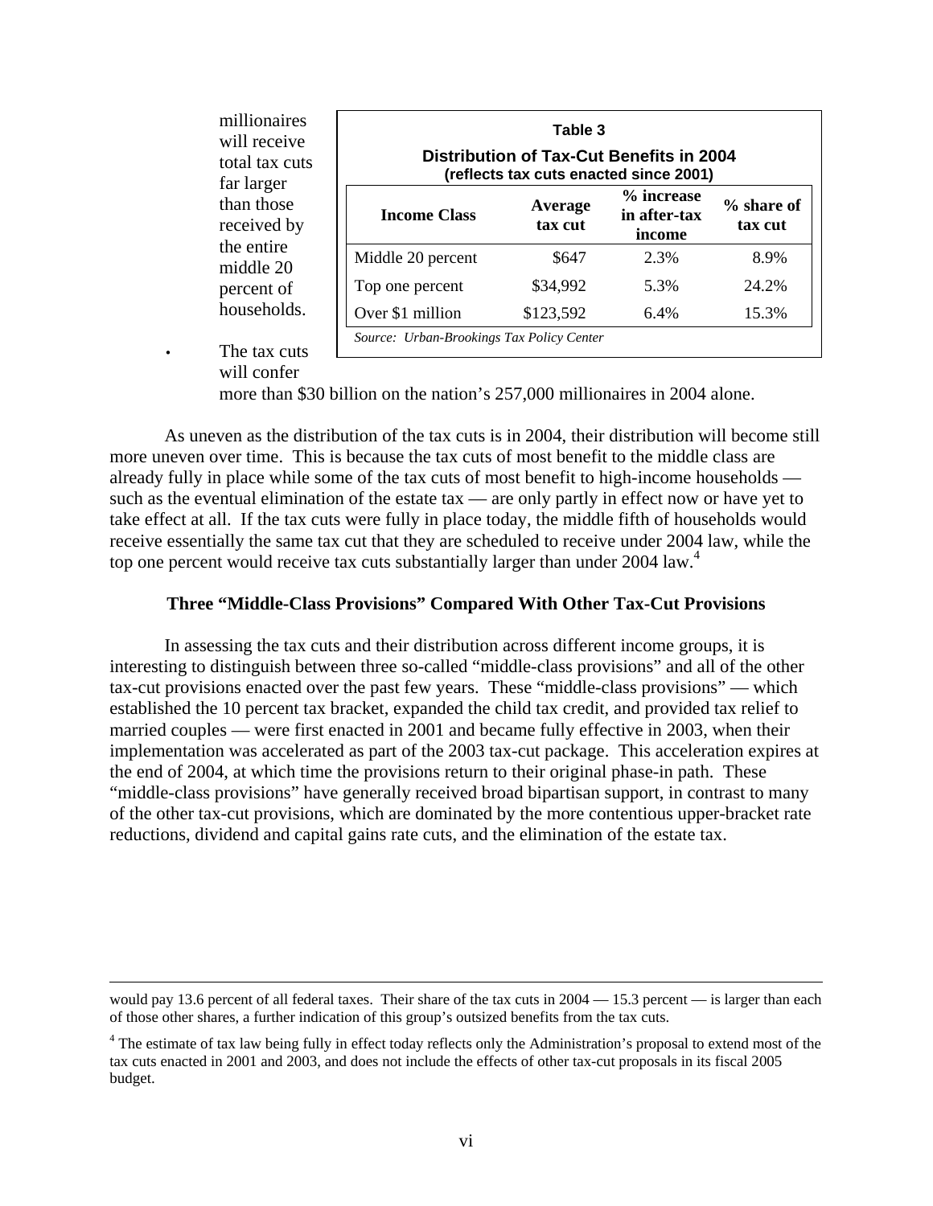millionaires will receive total tax cuts far larger than those received by the entire middle 20 percent of households.

**Table 3**

**Distribution of Tax-Cut Benefits in 2004**
**(reflects tax cuts enacted since 2001)**

| Income Class | Average tax cut | % increase in after-tax income | % share of tax cut |
|---|---|---|---|
| Middle 20 percent | $647 | 2.3% | 8.9% |
| Top one percent | $34,992 | 5.3% | 24.2% |
| Over $1 million | $123,592 | 6.4% | 15.3% |

*Source: Urban-Brookings Tax Policy Center*

- The tax cuts will confer more than $30 billion on the nation's 257,000 millionaires in 2004 alone.

As uneven as the distribution of the tax cuts is in 2004, their distribution will become still more uneven over time. This is because the tax cuts of most benefit to the middle class are already fully in place while some of the tax cuts of most benefit to high-income households — such as the eventual elimination of the estate tax — are only partly in effect now or have yet to take effect at all. If the tax cuts were fully in place today, the middle fifth of households would receive essentially the same tax cut that they are scheduled to receive under 2004 law, while the top one percent would receive tax cuts substantially larger than under 2004 law.[4]

### Three "Middle-Class Provisions" Compared With Other Tax-Cut Provisions

In assessing the tax cuts and their distribution across different income groups, it is interesting to distinguish between three so-called "middle-class provisions" and all of the other tax-cut provisions enacted over the past few years. These "middle-class provisions" — which established the 10 percent tax bracket, expanded the child tax credit, and provided tax relief to married couples — were first enacted in 2001 and became fully effective in 2003, when their implementation was accelerated as part of the 2003 tax-cut package. This acceleration expires at the end of 2004, at which time the provisions return to their original phase-in path. These "middle-class provisions" have generally received broad bipartisan support, in contrast to many of the other tax-cut provisions, which are dominated by the more contentious upper-bracket rate reductions, dividend and capital gains rate cuts, and the elimination of the estate tax.

---

would pay 13.6 percent of all federal taxes. Their share of the tax cuts in 2004 — 15.3 percent — is larger than each of those other shares, a further indication of this group's outsized benefits from the tax cuts.

[4] The estimate of tax law being fully in effect today reflects only the Administration's proposal to extend most of the tax cuts enacted in 2001 and 2003, and does not include the effects of other tax-cut proposals in its fiscal 2005 budget.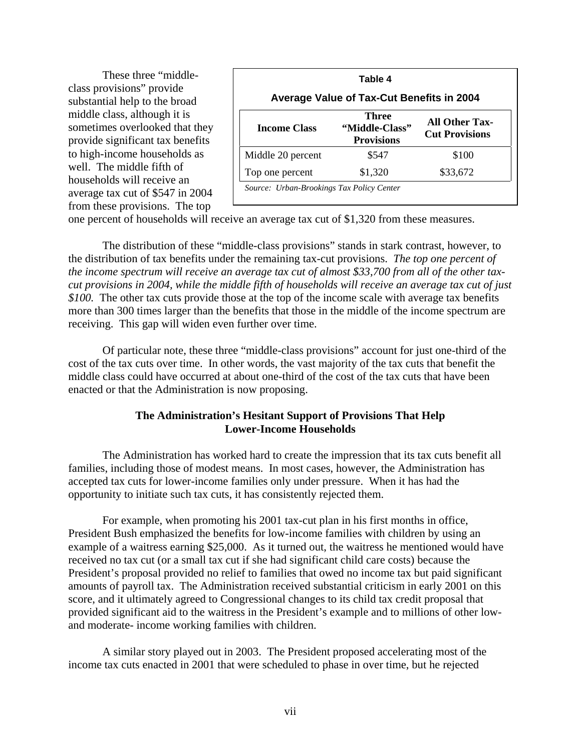These three "middle-class provisions" provide substantial help to the broad middle class, although it is sometimes overlooked that they provide significant tax benefits to high-income households as well. The middle fifth of households will receive an average tax cut of $547 in 2004 from these provisions. The top one percent of households will receive an average tax cut of $1,320 from these measures.

**Table 4**

**Average Value of Tax-Cut Benefits in 2004**

| Income Class | Three "Middle-Class" Provisions | All Other Tax-Cut Provisions |
|---|---|---|
| Middle 20 percent | $547 | $100 |
| Top one percent | $1,320 | $33,672 |

*Source: Urban-Brookings Tax Policy Center*

The distribution of these "middle-class provisions" stands in stark contrast, however, to the distribution of tax benefits under the remaining tax-cut provisions. *The top one percent of the income spectrum will receive an average tax cut of almost $33,700 from all of the other tax-cut provisions in 2004, while the middle fifth of households will receive an average tax cut of just $100.* The other tax cuts provide those at the top of the income scale with average tax benefits more than 300 times larger than the benefits that those in the middle of the income spectrum are receiving. This gap will widen even further over time.

Of particular note, these three "middle-class provisions" account for just one-third of the cost of the tax cuts over time. In other words, the vast majority of the tax cuts that benefit the middle class could have occurred at about one-third of the cost of the tax cuts that have been enacted or that the Administration is now proposing.

### The Administration's Hesitant Support of Provisions That Help Lower-Income Households

The Administration has worked hard to create the impression that its tax cuts benefit all families, including those of modest means. In most cases, however, the Administration has accepted tax cuts for lower-income families only under pressure. When it has had the opportunity to initiate such tax cuts, it has consistently rejected them.

For example, when promoting his 2001 tax-cut plan in his first months in office, President Bush emphasized the benefits for low-income families with children by using an example of a waitress earning $25,000. As it turned out, the waitress he mentioned would have received no tax cut (or a small tax cut if she had significant child care costs) because the President's proposal provided no relief to families that owed no income tax but paid significant amounts of payroll tax. The Administration received substantial criticism in early 2001 on this score, and it ultimately agreed to Congressional changes to its child tax credit proposal that provided significant aid to the waitress in the President's example and to millions of other low- and moderate- income working families with children.

A similar story played out in 2003. The President proposed accelerating most of the income tax cuts enacted in 2001 that were scheduled to phase in over time, but he rejected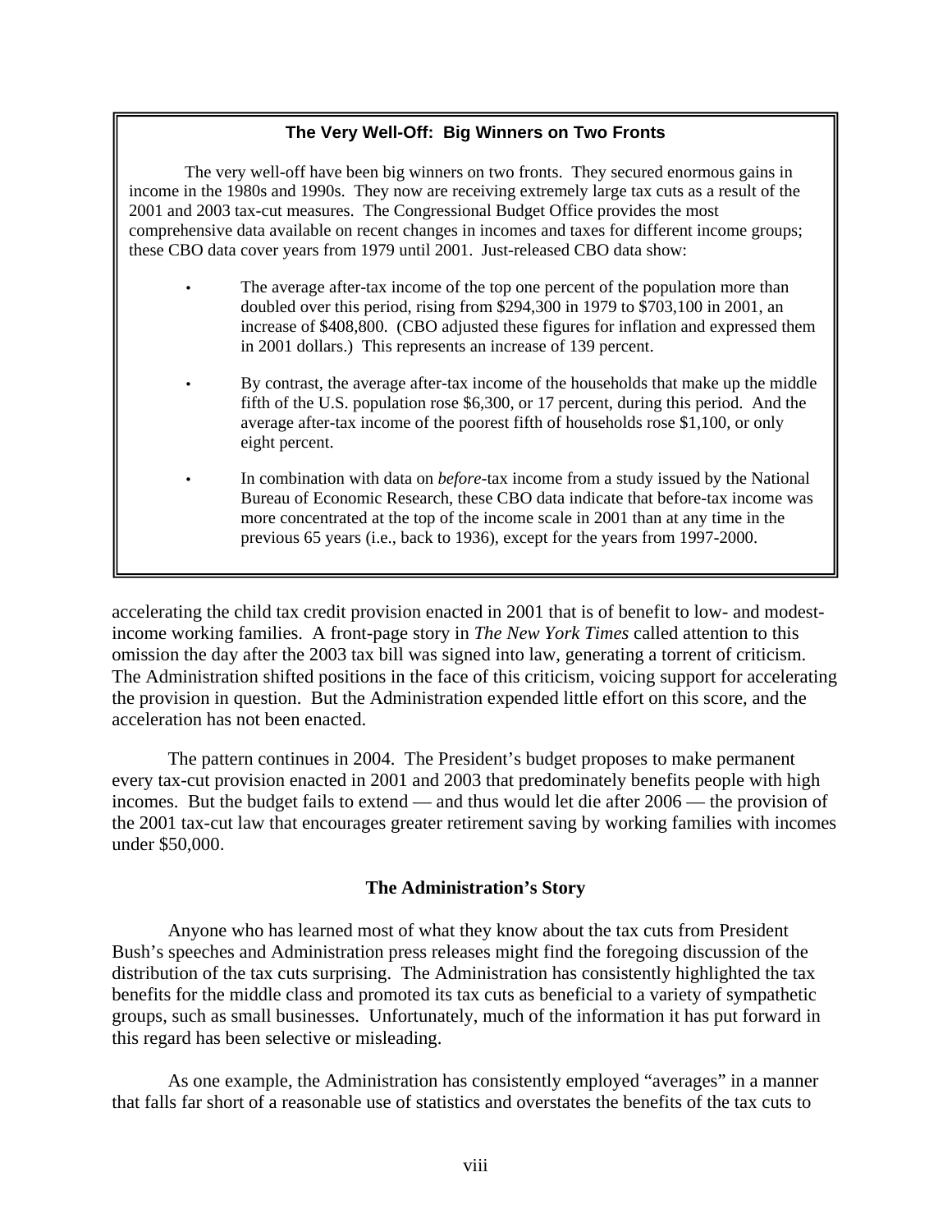### The Very Well-Off: Big Winners on Two Fronts

The very well-off have been big winners on two fronts. They secured enormous gains in income in the 1980s and 1990s. They now are receiving extremely large tax cuts as a result of the 2001 and 2003 tax-cut measures. The Congressional Budget Office provides the most comprehensive data available on recent changes in incomes and taxes for different income groups; these CBO data cover years from 1979 until 2001. Just-released CBO data show:

- The average after-tax income of the top one percent of the population more than doubled over this period, rising from $294,300 in 1979 to $703,100 in 2001, an increase of $408,800. (CBO adjusted these figures for inflation and expressed them in 2001 dollars.) This represents an increase of 139 percent.
- By contrast, the average after-tax income of the households that make up the middle fifth of the U.S. population rose $6,300, or 17 percent, during this period. And the average after-tax income of the poorest fifth of households rose $1,100, or only eight percent.
- In combination with data on *before*-tax income from a study issued by the National Bureau of Economic Research, these CBO data indicate that before-tax income was more concentrated at the top of the income scale in 2001 than at any time in the previous 65 years (i.e., back to 1936), except for the years from 1997-2000.

accelerating the child tax credit provision enacted in 2001 that is of benefit to low- and modest-income working families. A front-page story in *The New York Times* called attention to this omission the day after the 2003 tax bill was signed into law, generating a torrent of criticism. The Administration shifted positions in the face of this criticism, voicing support for accelerating the provision in question. But the Administration expended little effort on this score, and the acceleration has not been enacted.

The pattern continues in 2004. The President's budget proposes to make permanent every tax-cut provision enacted in 2001 and 2003 that predominately benefits people with high incomes. But the budget fails to extend — and thus would let die after 2006 — the provision of the 2001 tax-cut law that encourages greater retirement saving by working families with incomes under $50,000.

### The Administration's Story

Anyone who has learned most of what they know about the tax cuts from President Bush's speeches and Administration press releases might find the foregoing discussion of the distribution of the tax cuts surprising. The Administration has consistently highlighted the tax benefits for the middle class and promoted its tax cuts as beneficial to a variety of sympathetic groups, such as small businesses. Unfortunately, much of the information it has put forward in this regard has been selective or misleading.

As one example, the Administration has consistently employed "averages" in a manner that falls far short of a reasonable use of statistics and overstates the benefits of the tax cuts to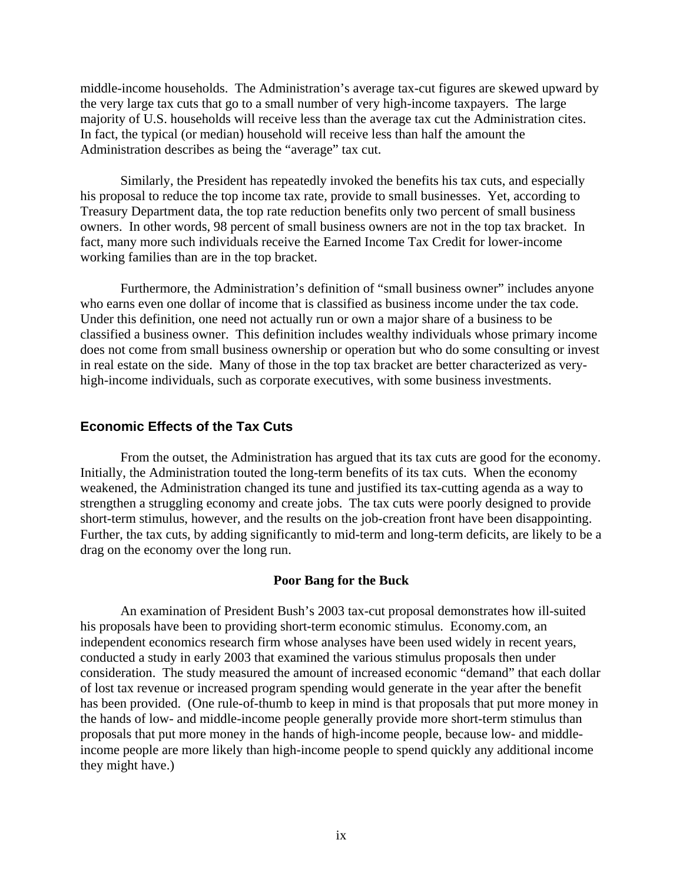middle-income households. The Administration's average tax-cut figures are skewed upward by the very large tax cuts that go to a small number of very high-income taxpayers. The large majority of U.S. households will receive less than the average tax cut the Administration cites. In fact, the typical (or median) household will receive less than half the amount the Administration describes as being the "average" tax cut.

Similarly, the President has repeatedly invoked the benefits his tax cuts, and especially his proposal to reduce the top income tax rate, provide to small businesses. Yet, according to Treasury Department data, the top rate reduction benefits only two percent of small business owners. In other words, 98 percent of small business owners are not in the top tax bracket. In fact, many more such individuals receive the Earned Income Tax Credit for lower-income working families than are in the top bracket.

Furthermore, the Administration's definition of "small business owner" includes anyone who earns even one dollar of income that is classified as business income under the tax code. Under this definition, one need not actually run or own a major share of a business to be classified a business owner. This definition includes wealthy individuals whose primary income does not come from small business ownership or operation but who do some consulting or invest in real estate on the side. Many of those in the top tax bracket are better characterized as very-high-income individuals, such as corporate executives, with some business investments.

## Economic Effects of the Tax Cuts

From the outset, the Administration has argued that its tax cuts are good for the economy. Initially, the Administration touted the long-term benefits of its tax cuts. When the economy weakened, the Administration changed its tune and justified its tax-cutting agenda as a way to strengthen a struggling economy and create jobs. The tax cuts were poorly designed to provide short-term stimulus, however, and the results on the job-creation front have been disappointing. Further, the tax cuts, by adding significantly to mid-term and long-term deficits, are likely to be a drag on the economy over the long run.

### Poor Bang for the Buck

An examination of President Bush's 2003 tax-cut proposal demonstrates how ill-suited his proposals have been to providing short-term economic stimulus. Economy.com, an independent economics research firm whose analyses have been used widely in recent years, conducted a study in early 2003 that examined the various stimulus proposals then under consideration. The study measured the amount of increased economic "demand" that each dollar of lost tax revenue or increased program spending would generate in the year after the benefit has been provided. (One rule-of-thumb to keep in mind is that proposals that put more money in the hands of low- and middle-income people generally provide more short-term stimulus than proposals that put more money in the hands of high-income people, because low- and middle-income people are more likely than high-income people to spend quickly any additional income they might have.)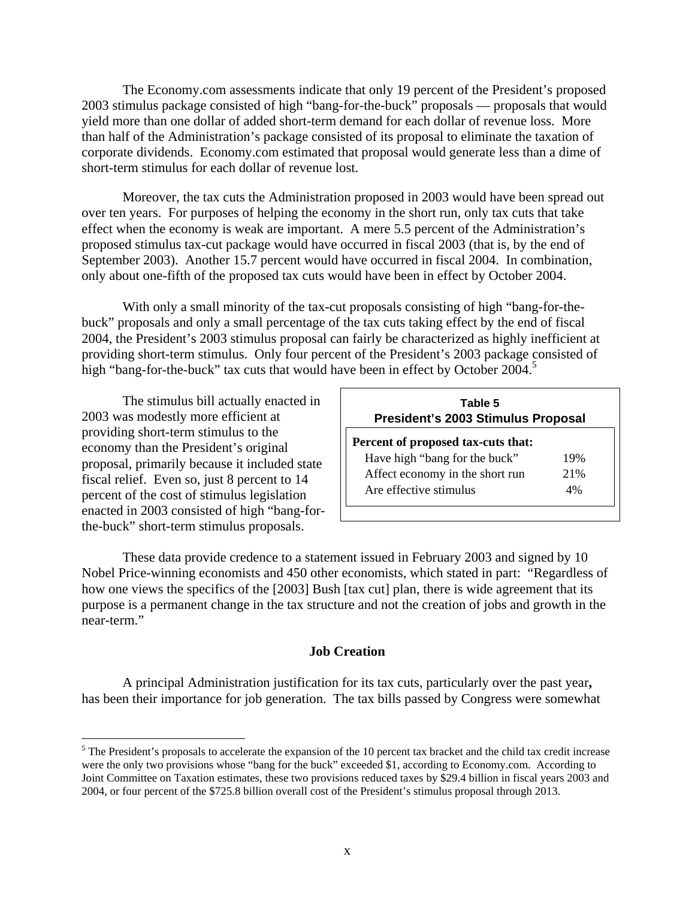The Economy.com assessments indicate that only 19 percent of the President's proposed 2003 stimulus package consisted of high "bang-for-the-buck" proposals — proposals that would yield more than one dollar of added short-term demand for each dollar of revenue loss. More than half of the Administration's package consisted of its proposal to eliminate the taxation of corporate dividends. Economy.com estimated that proposal would generate less than a dime of short-term stimulus for each dollar of revenue lost.

Moreover, the tax cuts the Administration proposed in 2003 would have been spread out over ten years. For purposes of helping the economy in the short run, only tax cuts that take effect when the economy is weak are important. A mere 5.5 percent of the Administration's proposed stimulus tax-cut package would have occurred in fiscal 2003 (that is, by the end of September 2003). Another 15.7 percent would have occurred in fiscal 2004. In combination, only about one-fifth of the proposed tax cuts would have been in effect by October 2004.

With only a small minority of the tax-cut proposals consisting of high "bang-for-the-buck" proposals and only a small percentage of the tax cuts taking effect by the end of fiscal 2004, the President's 2003 stimulus proposal can fairly be characterized as highly inefficient at providing short-term stimulus. Only four percent of the President's 2003 package consisted of high "bang-for-the-buck" tax cuts that would have been in effect by October 2004.[5]

The stimulus bill actually enacted in 2003 was modestly more efficient at providing short-term stimulus to the economy than the President's original proposal, primarily because it included state fiscal relief. Even so, just 8 percent to 14 percent of the cost of stimulus legislation enacted in 2003 consisted of high "bang-for-the-buck" short-term stimulus proposals.

**Table 5**
**President's 2003 Stimulus Proposal**

| Percent of proposed tax-cuts that: | |
|---|---|
| Have high "bang for the buck" | 19% |
| Affect economy in the short run | 21% |
| Are effective stimulus | 4% |

These data provide credence to a statement issued in February 2003 and signed by 10 Nobel Price-winning economists and 450 other economists, which stated in part: "Regardless of how one views the specifics of the [2003] Bush [tax cut] plan, there is wide agreement that its purpose is a permanent change in the tax structure and not the creation of jobs and growth in the near-term."

## Job Creation

A principal Administration justification for its tax cuts, particularly over the past year**,** has been their importance for job generation. The tax bills passed by Congress were somewhat

[5] The President's proposals to accelerate the expansion of the 10 percent tax bracket and the child tax credit increase were the only two provisions whose "bang for the buck" exceeded $1, according to Economy.com. According to Joint Committee on Taxation estimates, these two provisions reduced taxes by $29.4 billion in fiscal years 2003 and 2004, or four percent of the $725.8 billion overall cost of the President's stimulus proposal through 2013.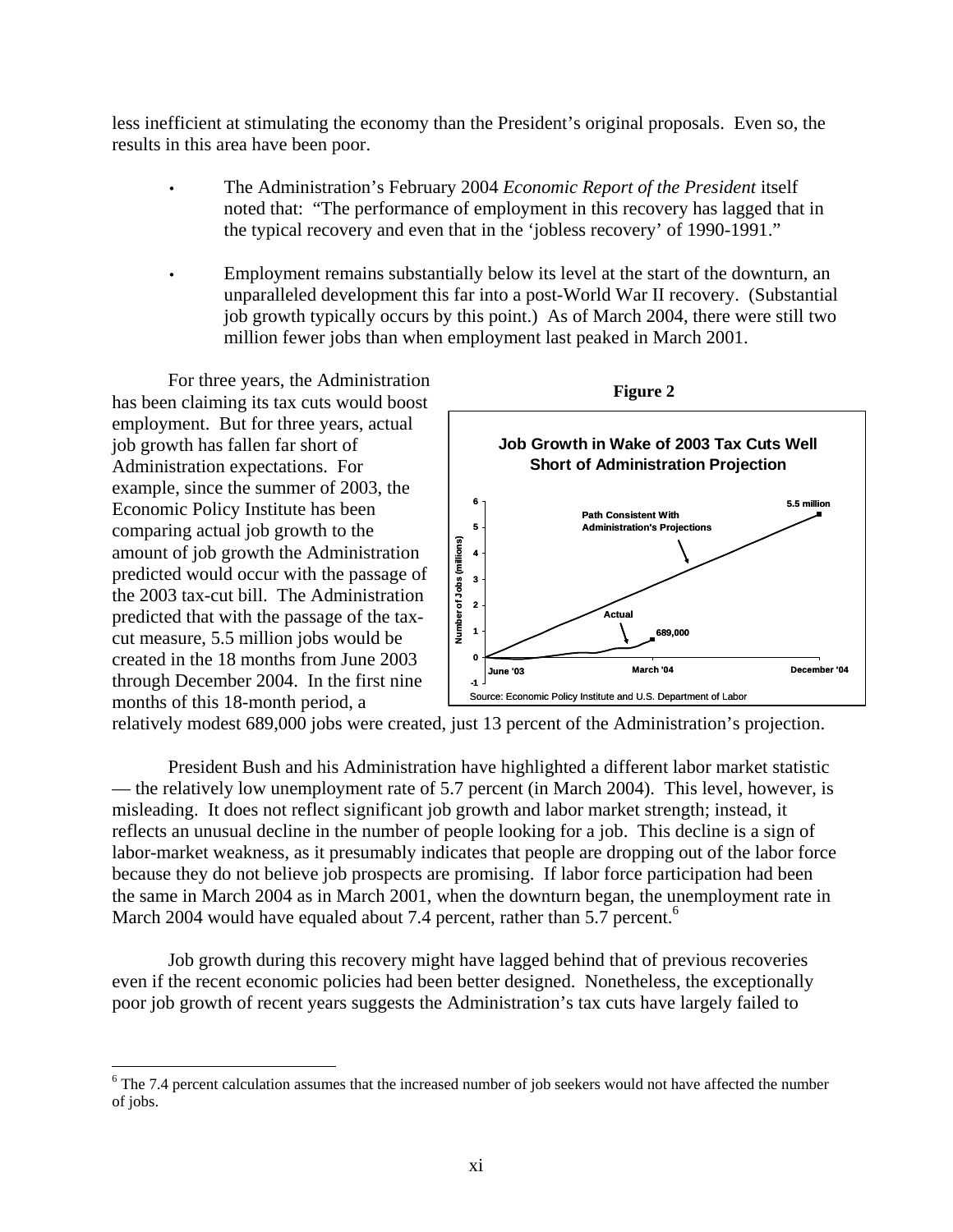less inefficient at stimulating the economy than the President's original proposals. Even so, the results in this area have been poor.

- The Administration's February 2004 *Economic Report of the President* itself noted that: "The performance of employment in this recovery has lagged that in the typical recovery and even that in the 'jobless recovery' of 1990-1991."
- Employment remains substantially below its level at the start of the downturn, an unparalleled development this far into a post-World War II recovery. (Substantial job growth typically occurs by this point.) As of March 2004, there were still two million fewer jobs than when employment last peaked in March 2001.

For three years, the Administration has been claiming its tax cuts would boost employment. But for three years, actual job growth has fallen far short of Administration expectations. For example, since the summer of 2003, the Economic Policy Institute has been comparing actual job growth to the amount of job growth the Administration predicted would occur with the passage of the 2003 tax-cut bill. The Administration predicted that with the passage of the tax-cut measure, 5.5 million jobs would be created in the 18 months from June 2003 through December 2004. In the first nine months of this 18-month period, a relatively modest 689,000 jobs were created, just 13 percent of the Administration's projection.

**Figure 2**

**Job Growth in Wake of 2003 Tax Cuts Well Short of Administration Projection**

Source: Economic Policy Institute and U.S. Department of Labor

President Bush and his Administration have highlighted a different labor market statistic — the relatively low unemployment rate of 5.7 percent (in March 2004). This level, however, is misleading. It does not reflect significant job growth and labor market strength; instead, it reflects an unusual decline in the number of people looking for a job. This decline is a sign of labor-market weakness, as it presumably indicates that people are dropping out of the labor force because they do not believe job prospects are promising. If labor force participation had been the same in March 2004 as in March 2001, when the downturn began, the unemployment rate in March 2004 would have equaled about 7.4 percent, rather than 5.7 percent.[6]

Job growth during this recovery might have lagged behind that of previous recoveries even if the recent economic policies had been better designed. Nonetheless, the exceptionally poor job growth of recent years suggests the Administration's tax cuts have largely failed to

[6] The 7.4 percent calculation assumes that the increased number of job seekers would not have affected the number of jobs.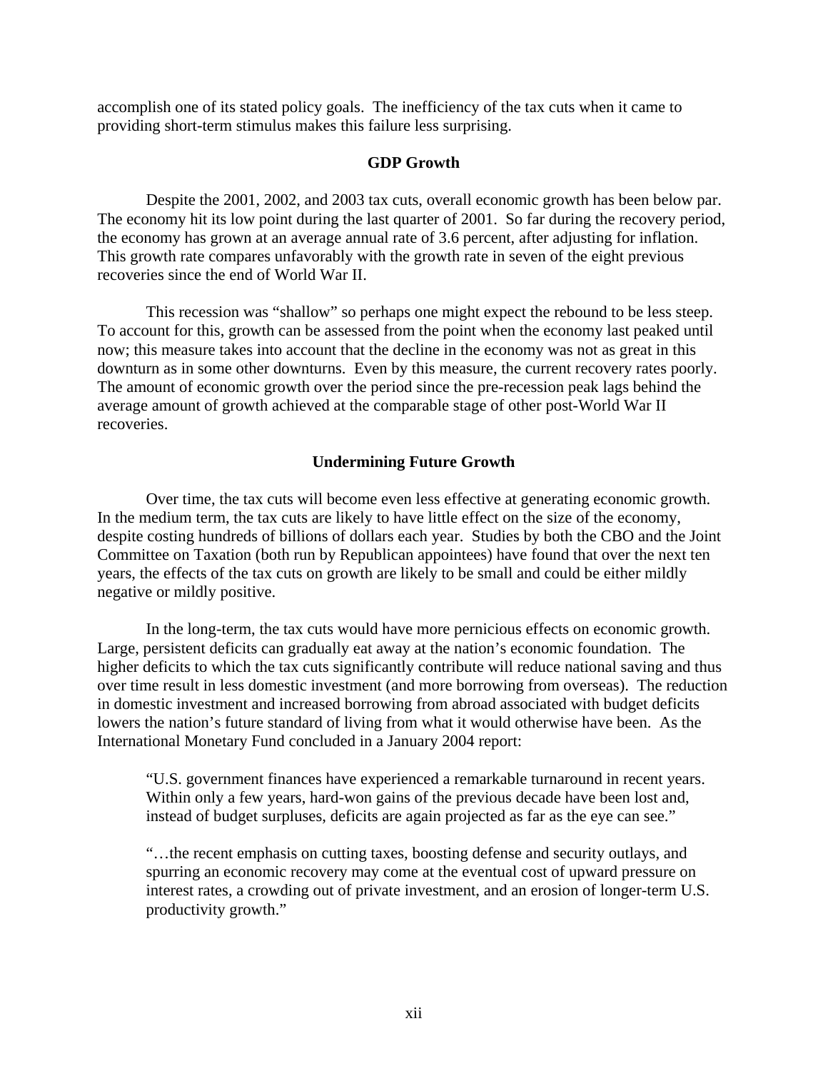accomplish one of its stated policy goals. The inefficiency of the tax cuts when it came to providing short-term stimulus makes this failure less surprising.

## GDP Growth

Despite the 2001, 2002, and 2003 tax cuts, overall economic growth has been below par. The economy hit its low point during the last quarter of 2001. So far during the recovery period, the economy has grown at an average annual rate of 3.6 percent, after adjusting for inflation. This growth rate compares unfavorably with the growth rate in seven of the eight previous recoveries since the end of World War II.

This recession was "shallow" so perhaps one might expect the rebound to be less steep. To account for this, growth can be assessed from the point when the economy last peaked until now; this measure takes into account that the decline in the economy was not as great in this downturn as in some other downturns. Even by this measure, the current recovery rates poorly. The amount of economic growth over the period since the pre-recession peak lags behind the average amount of growth achieved at the comparable stage of other post-World War II recoveries.

## Undermining Future Growth

Over time, the tax cuts will become even less effective at generating economic growth. In the medium term, the tax cuts are likely to have little effect on the size of the economy, despite costing hundreds of billions of dollars each year. Studies by both the CBO and the Joint Committee on Taxation (both run by Republican appointees) have found that over the next ten years, the effects of the tax cuts on growth are likely to be small and could be either mildly negative or mildly positive.

In the long-term, the tax cuts would have more pernicious effects on economic growth. Large, persistent deficits can gradually eat away at the nation's economic foundation. The higher deficits to which the tax cuts significantly contribute will reduce national saving and thus over time result in less domestic investment (and more borrowing from overseas). The reduction in domestic investment and increased borrowing from abroad associated with budget deficits lowers the nation's future standard of living from what it would otherwise have been. As the International Monetary Fund concluded in a January 2004 report:

> "U.S. government finances have experienced a remarkable turnaround in recent years. Within only a few years, hard-won gains of the previous decade have been lost and, instead of budget surpluses, deficits are again projected as far as the eye can see."
>
> "…the recent emphasis on cutting taxes, boosting defense and security outlays, and spurring an economic recovery may come at the eventual cost of upward pressure on interest rates, a crowding out of private investment, and an erosion of longer-term U.S. productivity growth."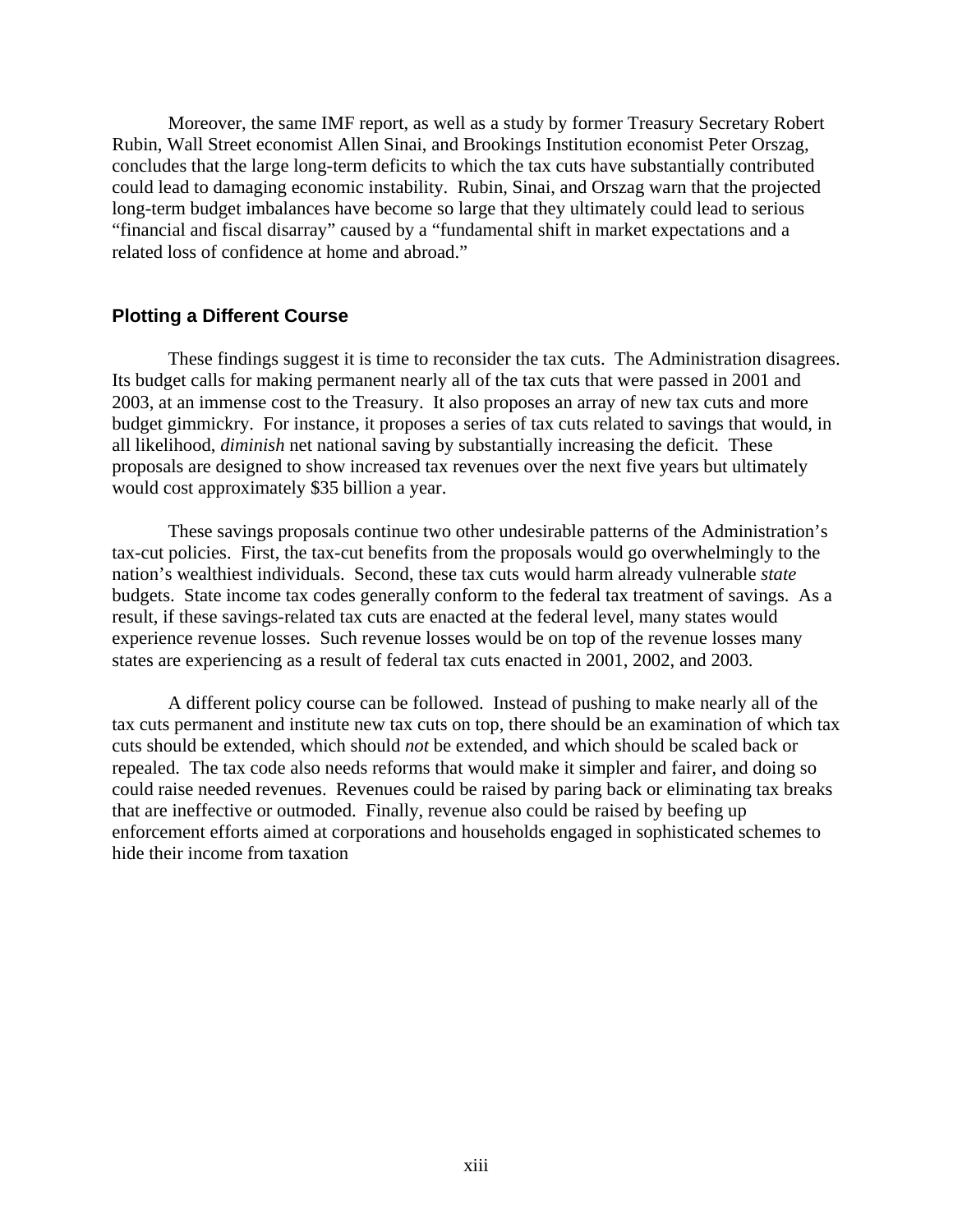Moreover, the same IMF report, as well as a study by former Treasury Secretary Robert Rubin, Wall Street economist Allen Sinai, and Brookings Institution economist Peter Orszag, concludes that the large long-term deficits to which the tax cuts have substantially contributed could lead to damaging economic instability. Rubin, Sinai, and Orszag warn that the projected long-term budget imbalances have become so large that they ultimately could lead to serious "financial and fiscal disarray" caused by a "fundamental shift in market expectations and a related loss of confidence at home and abroad."

## Plotting a Different Course

These findings suggest it is time to reconsider the tax cuts. The Administration disagrees. Its budget calls for making permanent nearly all of the tax cuts that were passed in 2001 and 2003, at an immense cost to the Treasury. It also proposes an array of new tax cuts and more budget gimmickry. For instance, it proposes a series of tax cuts related to savings that would, in all likelihood, *diminish* net national saving by substantially increasing the deficit. These proposals are designed to show increased tax revenues over the next five years but ultimately would cost approximately $35 billion a year.

These savings proposals continue two other undesirable patterns of the Administration's tax-cut policies. First, the tax-cut benefits from the proposals would go overwhelmingly to the nation's wealthiest individuals. Second, these tax cuts would harm already vulnerable *state* budgets. State income tax codes generally conform to the federal tax treatment of savings. As a result, if these savings-related tax cuts are enacted at the federal level, many states would experience revenue losses. Such revenue losses would be on top of the revenue losses many states are experiencing as a result of federal tax cuts enacted in 2001, 2002, and 2003.

A different policy course can be followed. Instead of pushing to make nearly all of the tax cuts permanent and institute new tax cuts on top, there should be an examination of which tax cuts should be extended, which should *not* be extended, and which should be scaled back or repealed. The tax code also needs reforms that would make it simpler and fairer, and doing so could raise needed revenues. Revenues could be raised by paring back or eliminating tax breaks that are ineffective or outmoded. Finally, revenue also could be raised by beefing up enforcement efforts aimed at corporations and households engaged in sophisticated schemes to hide their income from taxation